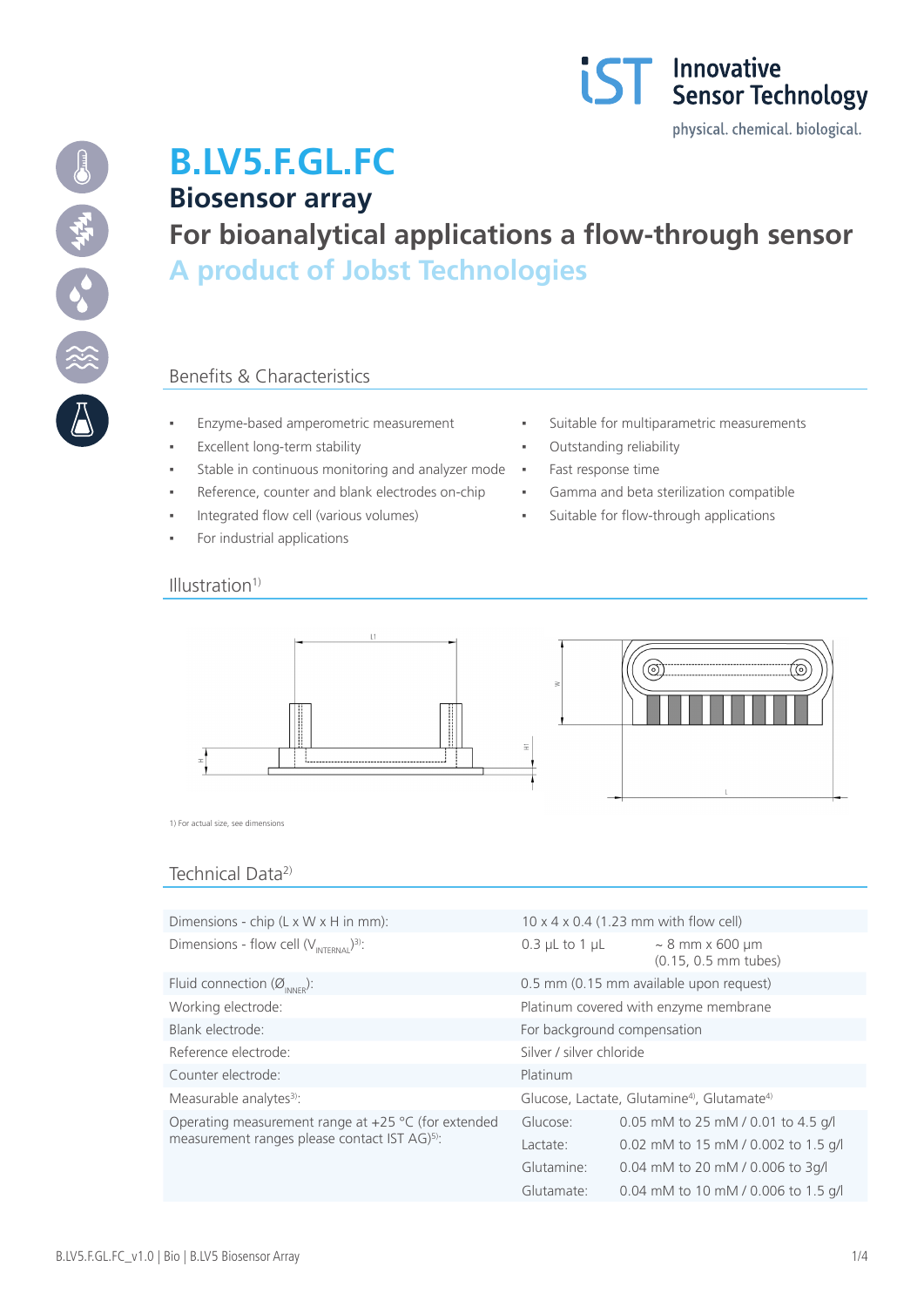# B.LV5.F.GL.FC

## Biosensor array

## For bioanalytical applications a flow-through sensor

## A product of Jobst Technologies

### Benefits & Characteristics

- Enzyme-based amperometric measurement
- Excellent long-term stability
- Stable in continuous monitoring and analyzer mode
- Reference, counter and blank electrodes on-chip
- Integrated flow cell (various volumes)
- For industrial applications
- Suitable for multiparametric measurements
- Outstanding reliability
- Fast response time
- Gamma and beta sterilization compatible
- Suitable for flow-through applications

### Illustration[1)]

1) For actual size, see dimensions

### Technical Data[2)]

| | | |
|---|---|---|
| Dimensions - chip (L x W x H in mm): | 10 x 4 x 0.4 (1.23 mm with flow cell) | |
| Dimensions - flow cell ($V_{INTERNAL}$)[3)]: | 0.3 µL to 1 µL | ~ 8 mm x 600 µm (0.15, 0.5 mm tubes) |
| Fluid connection ($Ø_{INNER}$): | 0.5 mm (0.15 mm available upon request) | |
| Working electrode: | Platinum covered with enzyme membrane | |
| Blank electrode: | For background compensation | |
| Reference electrode: | Silver / silver chloride | |
| Counter electrode: | Platinum | |
| Measurable analytes[3)]: | Glucose, Lactate, Glutamine[4)], Glutamate[4)] | |
| Operating measurement range at +25 °C (for extended measurement ranges please contact IST AG)[5)]: | Glucose: | 0.05 mM to 25 mM / 0.01 to 4.5 g/l |
| | Lactate: | 0.02 mM to 15 mM / 0.002 to 1.5 g/l |
| | Glutamine: | 0.04 mM to 20 mM / 0.006 to 3g/l |
| | Glutamate: | 0.04 mM to 10 mM / 0.006 to 1.5 g/l |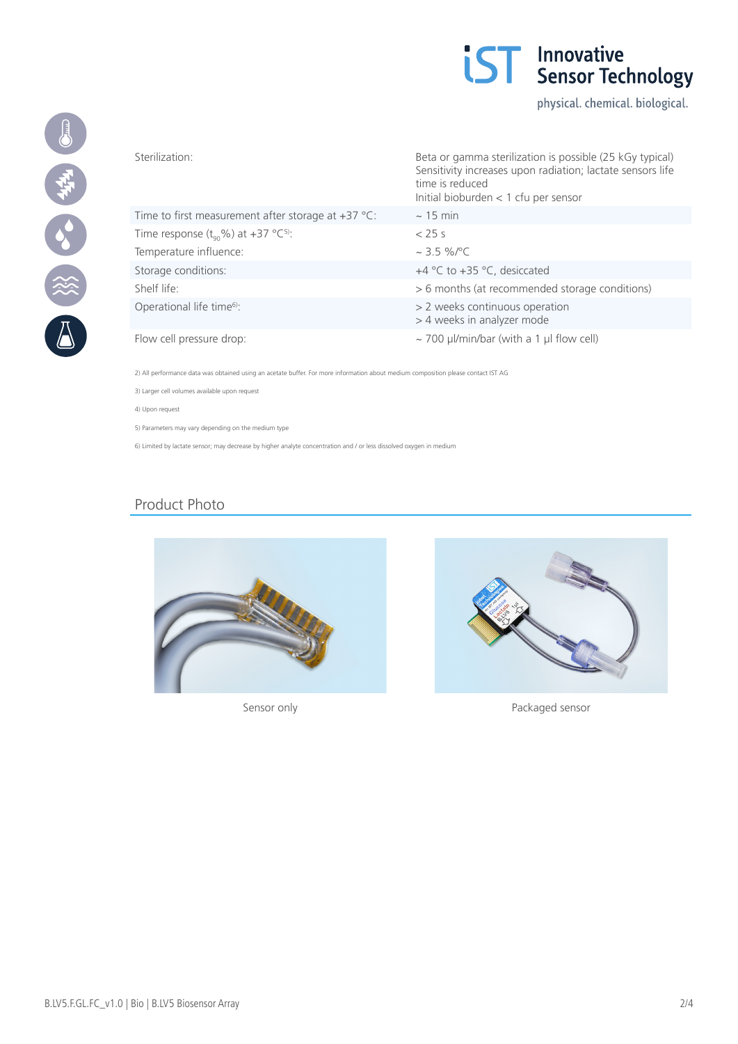| | |
|---|---|
| Sterilization: | Beta or gamma sterilization is possible (25 kGy typical)<br>Sensitivity increases upon radiation; lactate sensors life time is reduced<br>Initial bioburden < 1 cfu per sensor |
| Time to first measurement after storage at +37 °C: | ~ 15 min |
| Time response ($t_{90}$%) at +37 °C[5]: | < 25 s |
| Temperature influence: | ~ 3.5 %/°C |
| Storage conditions: | +4 °C to +35 °C, desiccated |
| Shelf life: | > 6 months (at recommended storage conditions) |
| Operational life time[6]: | > 2 weeks continuous operation<br>> 4 weeks in analyzer mode |
| Flow cell pressure drop: | ~ 700 µl/min/bar (with a 1 µl flow cell) |

2) All performance data was obtained using an acetate buffer. For more information about medium composition please contact IST AG

3) Larger cell volumes available upon request

4) Upon request

5) Parameters may vary depending on the medium type

6) Limited by lactate sensor; may decrease by higher analyte concentration and / or less dissolved oxygen in medium

## Product Photo

Sensor only

Packaged sensor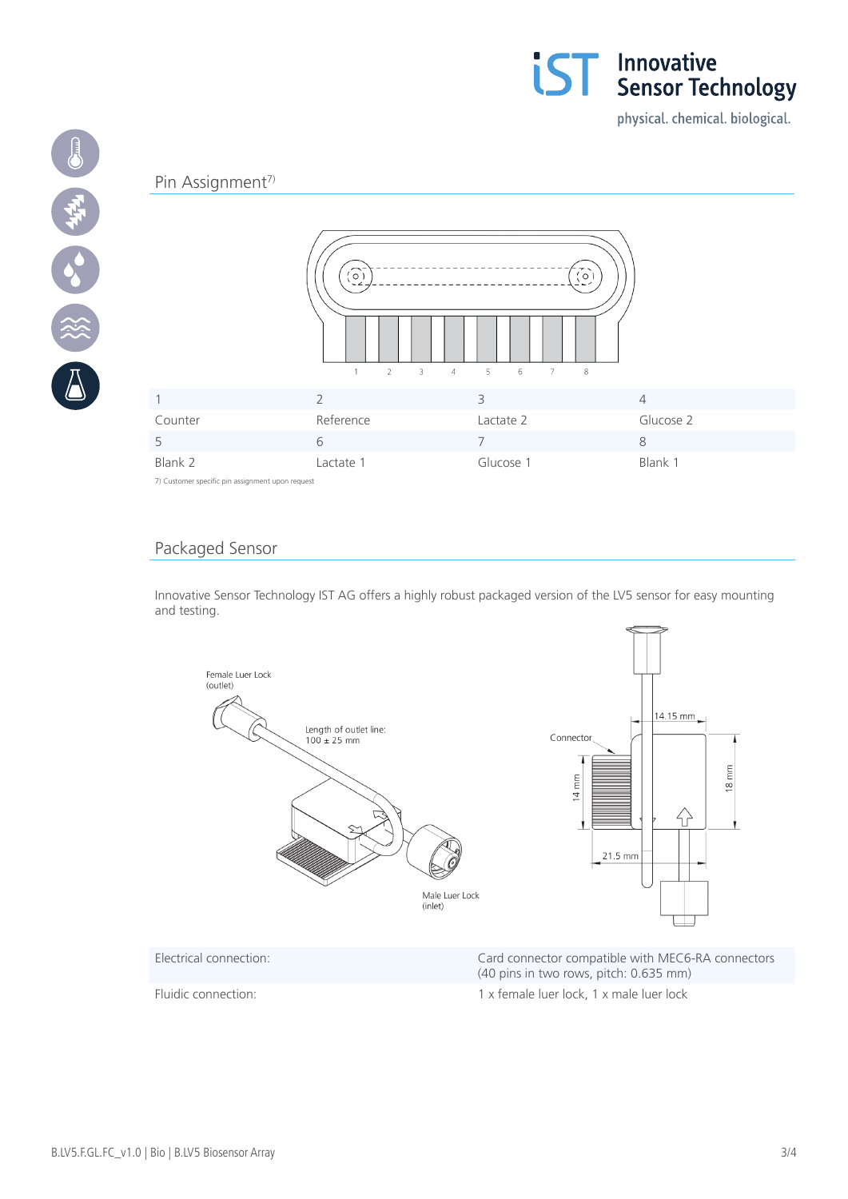## Pin Assignment[7]

| 1 | 2 | 3 | 4 |
|---|---|---|---|
| Counter | Reference | Lactate 2 | Glucose 2 |
| 5 | 6 | 7 | 8 |
| Blank 2 | Lactate 1 | Glucose 1 | Blank 1 |

7) Customer specific pin assignment upon request

## Packaged Sensor

Innovative Sensor Technology IST AG offers a highly robust packaged version of the LV5 sensor for easy mounting and testing.

| | |
|---|---|
| Electrical connection: | Card connector compatible with MEC6-RA connectors (40 pins in two rows, pitch: 0.635 mm) |
| Fluidic connection: | 1 x female luer lock, 1 x male luer lock |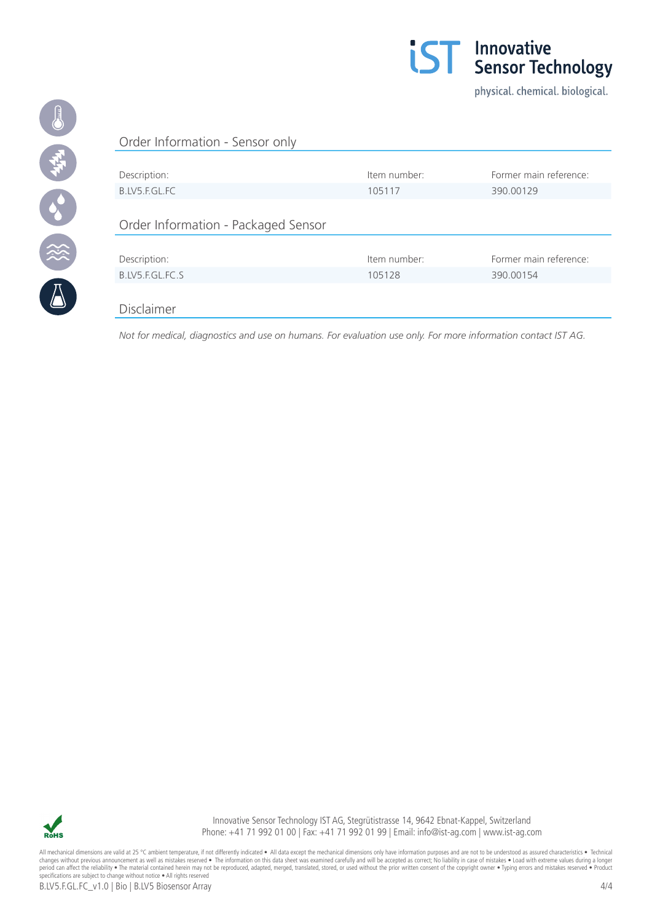## Order Information - Sensor only

| Description: | Item number: | Former main reference: |
| --- | --- | --- |
| B.LV5.F.GL.FC | 105117 | 390.00129 |

## Order Information - Packaged Sensor

| Description: | Item number: | Former main reference: |
| --- | --- | --- |
| B.LV5.F.GL.FC.S | 105128 | 390.00154 |

## Disclaimer

*Not for medical, diagnostics and use on humans. For evaluation use only. For more information contact IST AG.*

Innovative Sensor Technology IST AG, Stegrütistrasse 14, 9642 Ebnat-Kappel, Switzerland
Phone: +41 71 992 01 00 | Fax: +41 71 992 01 99 | Email: info@ist-ag.com | www.ist-ag.com

All mechanical dimensions are valid at 25 °C ambient temperature, if not differently indicated • All data except the mechanical dimensions only have information purposes and are not to be understood as assured characteristics • Technical changes without previous announcement as well as mistakes reserved • The information on this data sheet was examined carefully and will be accepted as correct; No liability in case of mistakes • Load with extreme values during a longer period can affect the reliability • The material contained herein may not be reproduced, adapted, merged, translated, stored, or used without the prior written consent of the copyright owner • Typing errors and mistakes reserved • Product specifications are subject to change without notice • All rights reserved